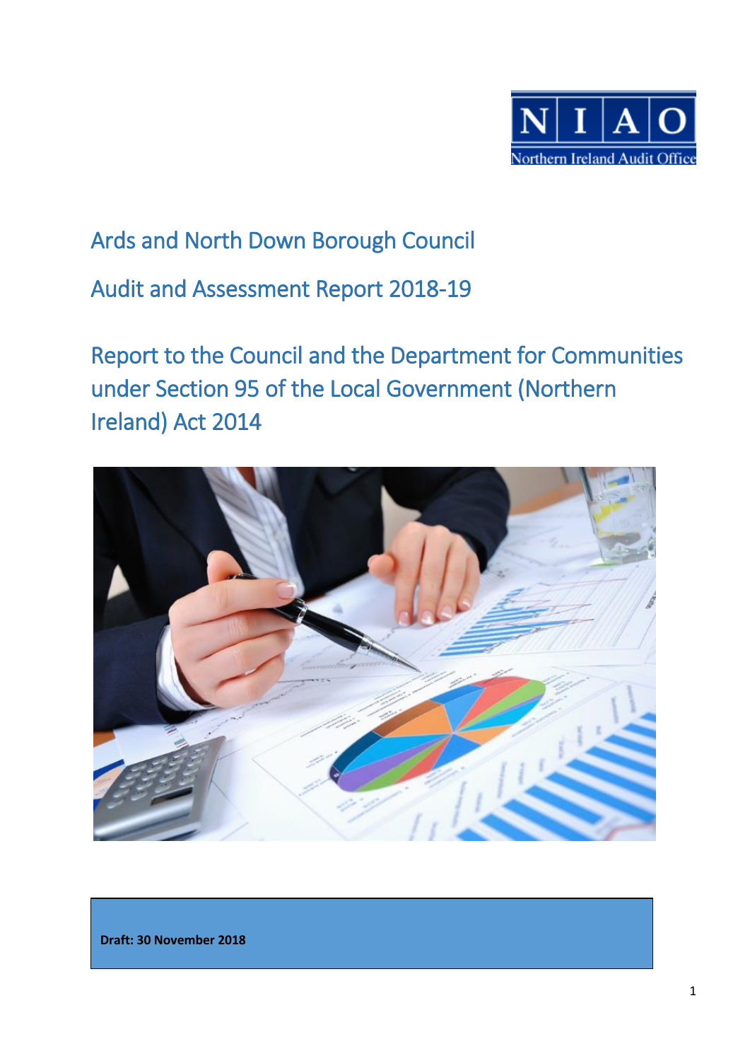Northern Ireland Audit Office

# Ards and North Down Borough Council

# Audit and Assessment Report 2018-19

## Report to the Council and the Department for Communities under Section 95 of the Local Government (Northern Ireland) Act 2014

**Draft: 30 November 2018**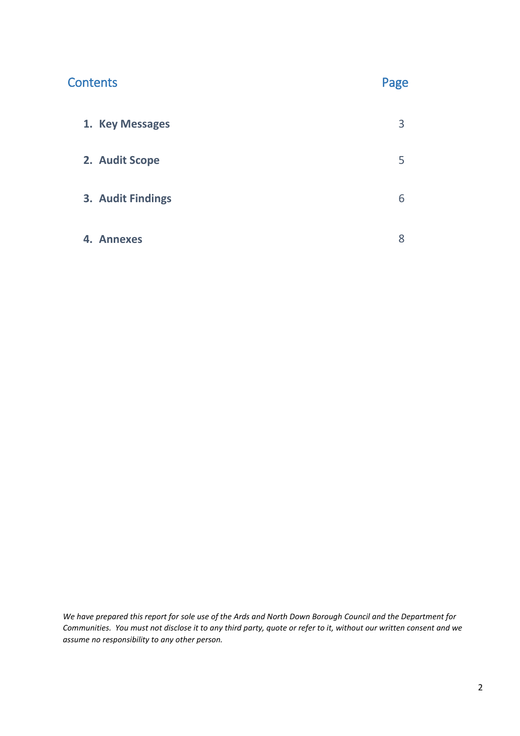## Contents

| | Page |
|---|---|
| **1. Key Messages** | 3 |
| **2. Audit Scope** | 5 |
| **3. Audit Findings** | 6 |
| **4. Annexes** | 8 |

*We have prepared this report for sole use of the Ards and North Down Borough Council and the Department for Communities. You must not disclose it to any third party, quote or refer to it, without our written consent and we assume no responsibility to any other person.*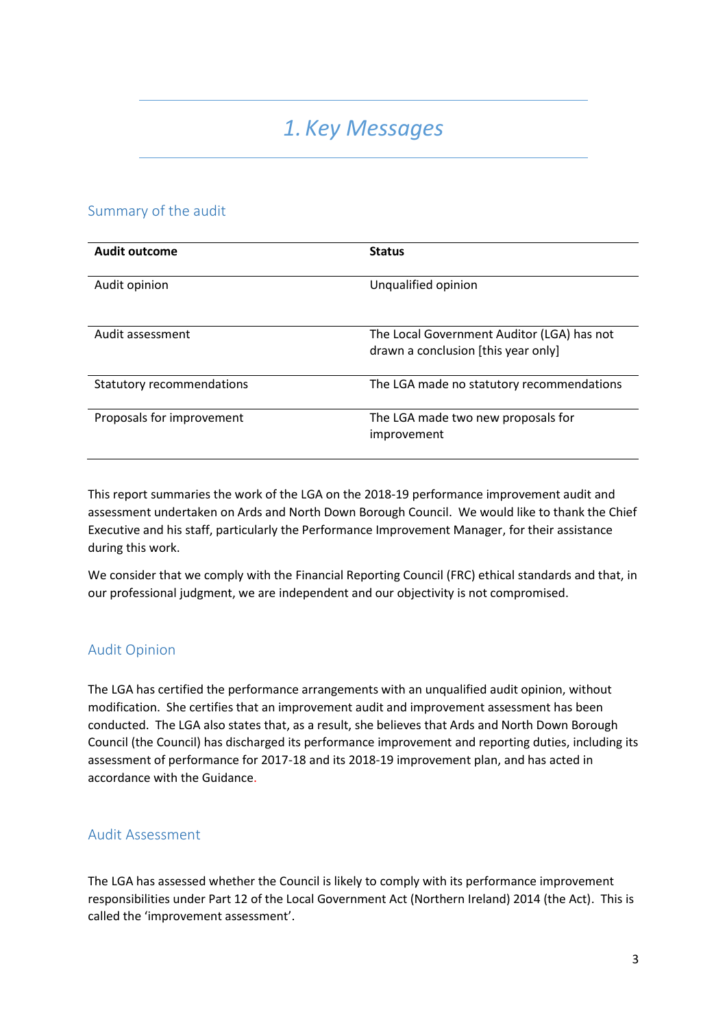# 1. Key Messages

## Summary of the audit

| Audit outcome | Status |
| --- | --- |
| Audit opinion | Unqualified opinion |
| Audit assessment | The Local Government Auditor (LGA) has not drawn a conclusion [this year only] |
| Statutory recommendations | The LGA made no statutory recommendations |
| Proposals for improvement | The LGA made two new proposals for improvement |

This report summaries the work of the LGA on the 2018-19 performance improvement audit and assessment undertaken on Ards and North Down Borough Council. We would like to thank the Chief Executive and his staff, particularly the Performance Improvement Manager, for their assistance during this work.

We consider that we comply with the Financial Reporting Council (FRC) ethical standards and that, in our professional judgment, we are independent and our objectivity is not compromised.

## Audit Opinion

The LGA has certified the performance arrangements with an unqualified audit opinion, without modification. She certifies that an improvement audit and improvement assessment has been conducted. The LGA also states that, as a result, she believes that Ards and North Down Borough Council (the Council) has discharged its performance improvement and reporting duties, including its assessment of performance for 2017-18 and its 2018-19 improvement plan, and has acted in accordance with the Guidance.

## Audit Assessment

The LGA has assessed whether the Council is likely to comply with its performance improvement responsibilities under Part 12 of the Local Government Act (Northern Ireland) 2014 (the Act). This is called the 'improvement assessment'.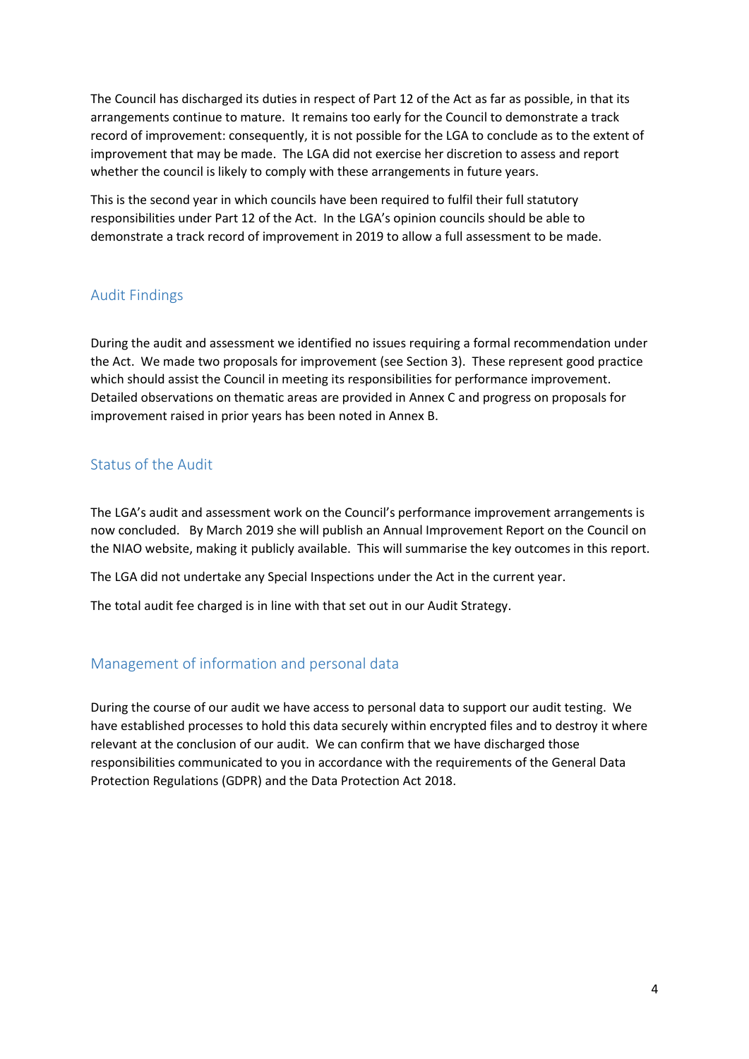The Council has discharged its duties in respect of Part 12 of the Act as far as possible, in that its arrangements continue to mature. It remains too early for the Council to demonstrate a track record of improvement: consequently, it is not possible for the LGA to conclude as to the extent of improvement that may be made. The LGA did not exercise her discretion to assess and report whether the council is likely to comply with these arrangements in future years.

This is the second year in which councils have been required to fulfil their full statutory responsibilities under Part 12 of the Act. In the LGA's opinion councils should be able to demonstrate a track record of improvement in 2019 to allow a full assessment to be made.

## Audit Findings

During the audit and assessment we identified no issues requiring a formal recommendation under the Act. We made two proposals for improvement (see Section 3). These represent good practice which should assist the Council in meeting its responsibilities for performance improvement. Detailed observations on thematic areas are provided in Annex C and progress on proposals for improvement raised in prior years has been noted in Annex B.

## Status of the Audit

The LGA's audit and assessment work on the Council's performance improvement arrangements is now concluded. By March 2019 she will publish an Annual Improvement Report on the Council on the NIAO website, making it publicly available. This will summarise the key outcomes in this report.

The LGA did not undertake any Special Inspections under the Act in the current year.

The total audit fee charged is in line with that set out in our Audit Strategy.

## Management of information and personal data

During the course of our audit we have access to personal data to support our audit testing. We have established processes to hold this data securely within encrypted files and to destroy it where relevant at the conclusion of our audit. We can confirm that we have discharged those responsibilities communicated to you in accordance with the requirements of the General Data Protection Regulations (GDPR) and the Data Protection Act 2018.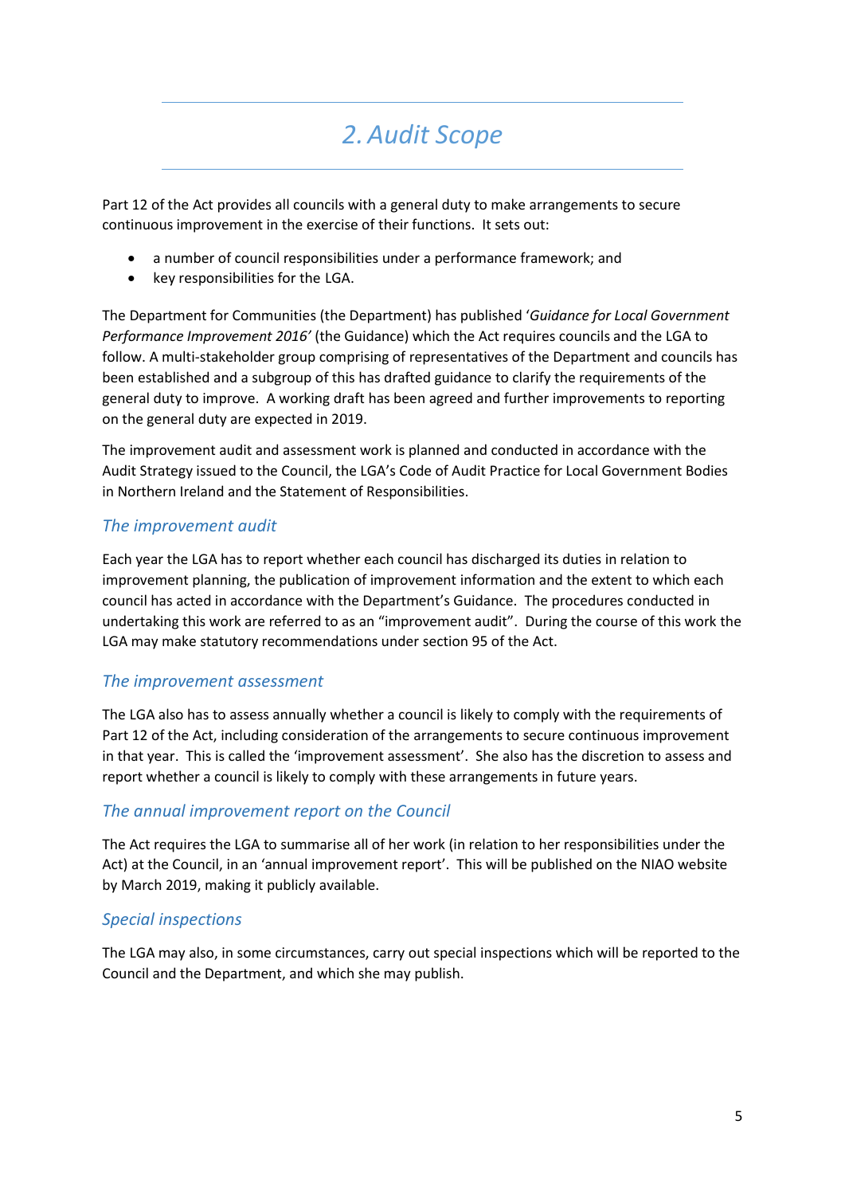# 2. Audit Scope

Part 12 of the Act provides all councils with a general duty to make arrangements to secure continuous improvement in the exercise of their functions. It sets out:

- a number of council responsibilities under a performance framework; and
- key responsibilities for the LGA.

The Department for Communities (the Department) has published '*Guidance for Local Government Performance Improvement 2016'* (the Guidance) which the Act requires councils and the LGA to follow. A multi-stakeholder group comprising of representatives of the Department and councils has been established and a subgroup of this has drafted guidance to clarify the requirements of the general duty to improve. A working draft has been agreed and further improvements to reporting on the general duty are expected in 2019.

The improvement audit and assessment work is planned and conducted in accordance with the Audit Strategy issued to the Council, the LGA's Code of Audit Practice for Local Government Bodies in Northern Ireland and the Statement of Responsibilities.

## *The improvement audit*

Each year the LGA has to report whether each council has discharged its duties in relation to improvement planning, the publication of improvement information and the extent to which each council has acted in accordance with the Department's Guidance. The procedures conducted in undertaking this work are referred to as an "improvement audit". During the course of this work the LGA may make statutory recommendations under section 95 of the Act.

## *The improvement assessment*

The LGA also has to assess annually whether a council is likely to comply with the requirements of Part 12 of the Act, including consideration of the arrangements to secure continuous improvement in that year. This is called the 'improvement assessment'. She also has the discretion to assess and report whether a council is likely to comply with these arrangements in future years.

## *The annual improvement report on the Council*

The Act requires the LGA to summarise all of her work (in relation to her responsibilities under the Act) at the Council, in an 'annual improvement report'. This will be published on the NIAO website by March 2019, making it publicly available.

## *Special inspections*

The LGA may also, in some circumstances, carry out special inspections which will be reported to the Council and the Department, and which she may publish.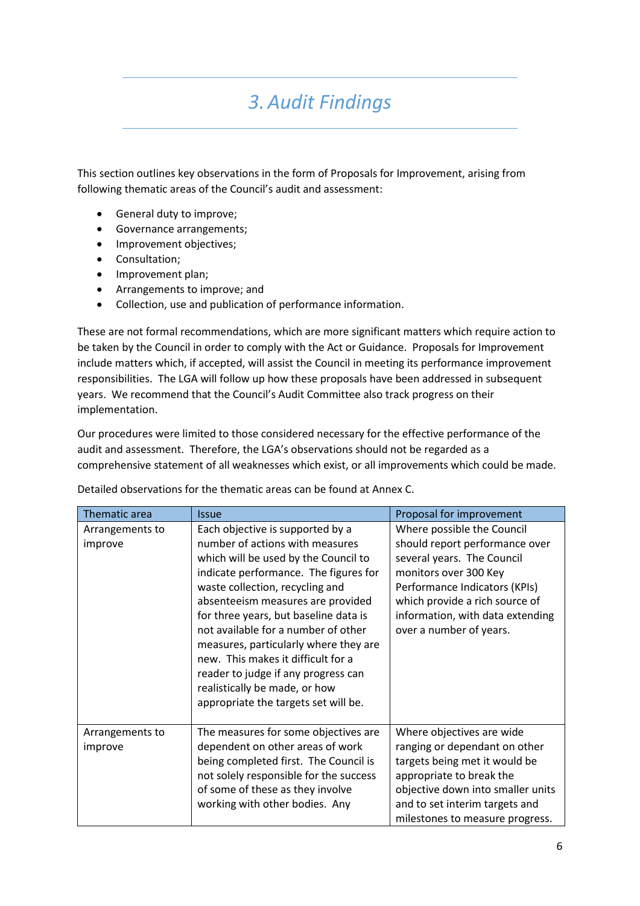# 3. Audit Findings

This section outlines key observations in the form of Proposals for Improvement, arising from following thematic areas of the Council's audit and assessment:

- General duty to improve;
- Governance arrangements;
- Improvement objectives;
- Consultation;
- Improvement plan;
- Arrangements to improve; and
- Collection, use and publication of performance information.

These are not formal recommendations, which are more significant matters which require action to be taken by the Council in order to comply with the Act or Guidance. Proposals for Improvement include matters which, if accepted, will assist the Council in meeting its performance improvement responsibilities. The LGA will follow up how these proposals have been addressed in subsequent years. We recommend that the Council's Audit Committee also track progress on their implementation.

Our procedures were limited to those considered necessary for the effective performance of the audit and assessment. Therefore, the LGA's observations should not be regarded as a comprehensive statement of all weaknesses which exist, or all improvements which could be made.

Detailed observations for the thematic areas can be found at Annex C.

| Thematic area | Issue | Proposal for improvement |
|---|---|---|
| Arrangements to improve | Each objective is supported by a number of actions with measures which will be used by the Council to indicate performance. The figures for waste collection, recycling and absenteeism measures are provided for three years, but baseline data is not available for a number of other measures, particularly where they are new. This makes it difficult for a reader to judge if any progress can realistically be made, or how appropriate the targets set will be. | Where possible the Council should report performance over several years. The Council monitors over 300 Key Performance Indicators (KPIs) which provide a rich source of information, with data extending over a number of years. |
| Arrangements to improve | The measures for some objectives are dependent on other areas of work being completed first. The Council is not solely responsible for the success of some of these as they involve working with other bodies. Any | Where objectives are wide ranging or dependant on other targets being met it would be appropriate to break the objective down into smaller units and to set interim targets and milestones to measure progress. |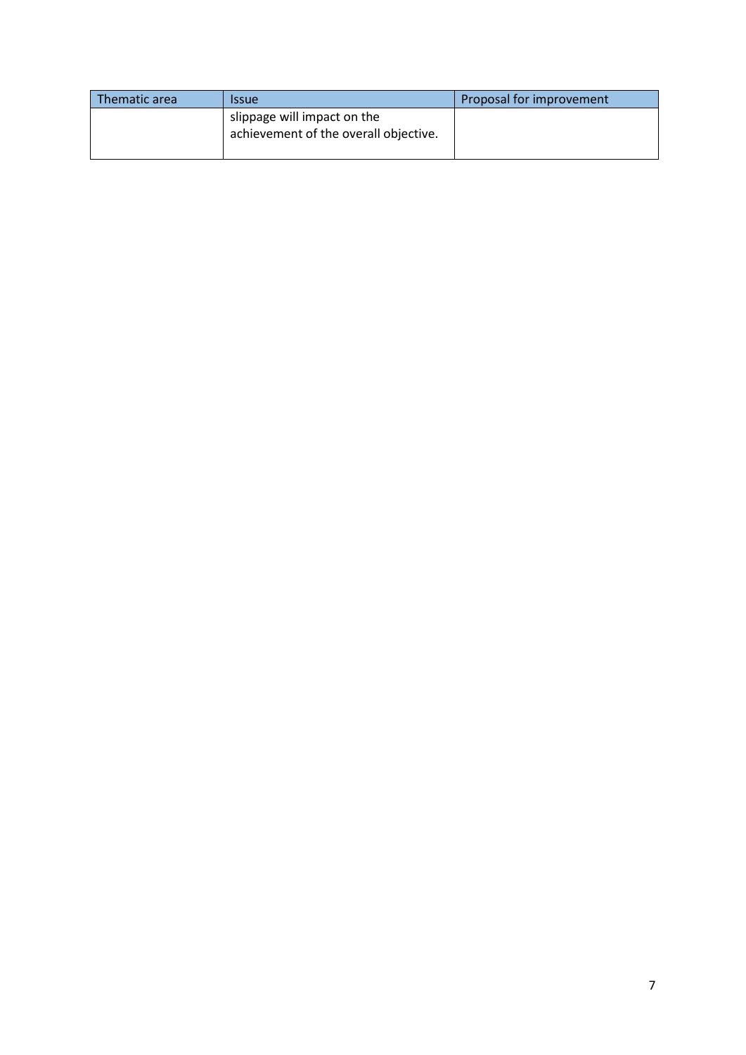| Thematic area | Issue | Proposal for improvement |
|---|---|---|
| | slippage will impact on the achievement of the overall objective. | |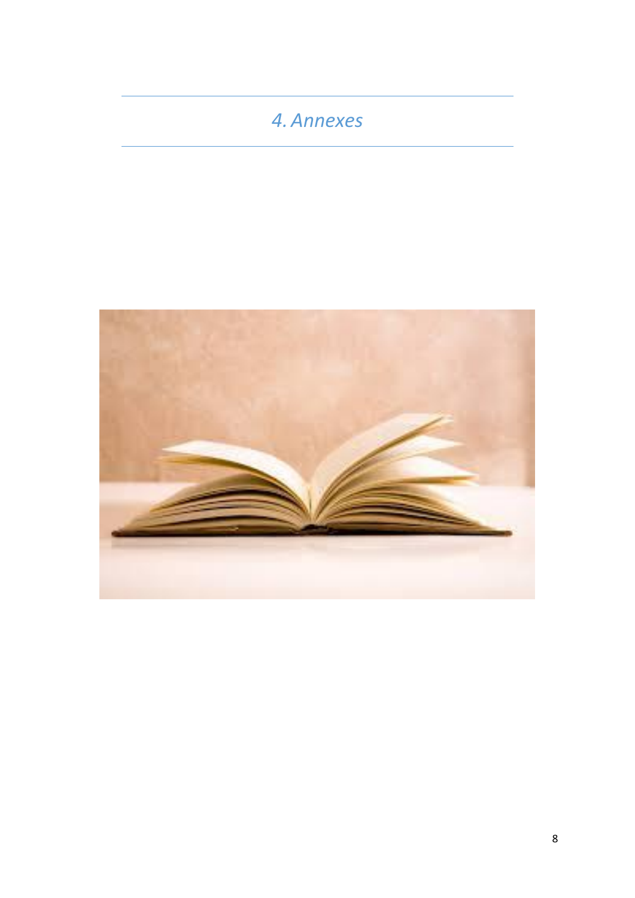# *4. Annexes*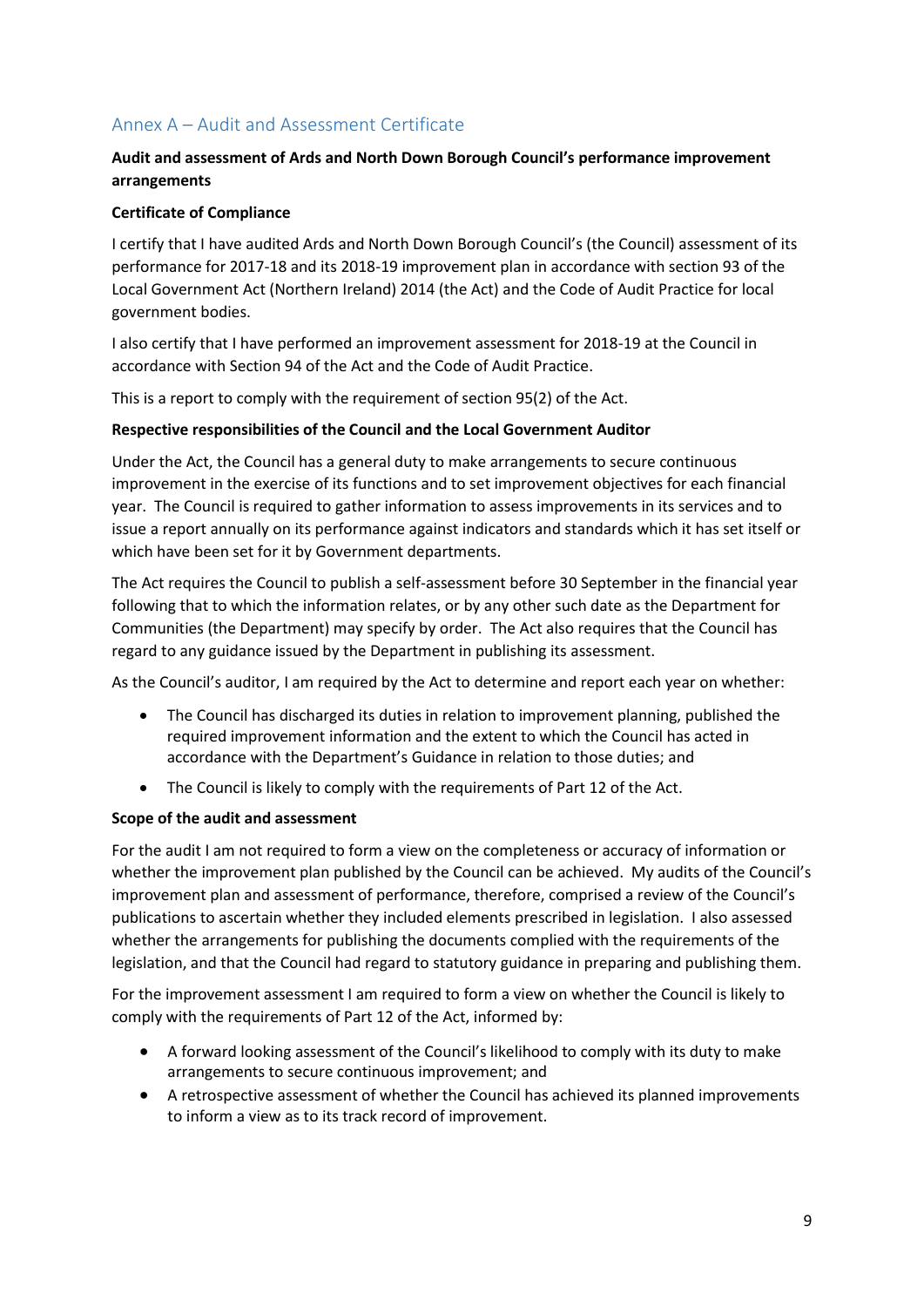## Annex A – Audit and Assessment Certificate

**Audit and assessment of Ards and North Down Borough Council's performance improvement arrangements**

**Certificate of Compliance**

I certify that I have audited Ards and North Down Borough Council's (the Council) assessment of its performance for 2017-18 and its 2018-19 improvement plan in accordance with section 93 of the Local Government Act (Northern Ireland) 2014 (the Act) and the Code of Audit Practice for local government bodies.

I also certify that I have performed an improvement assessment for 2018-19 at the Council in accordance with Section 94 of the Act and the Code of Audit Practice.

This is a report to comply with the requirement of section 95(2) of the Act.

**Respective responsibilities of the Council and the Local Government Auditor**

Under the Act, the Council has a general duty to make arrangements to secure continuous improvement in the exercise of its functions and to set improvement objectives for each financial year. The Council is required to gather information to assess improvements in its services and to issue a report annually on its performance against indicators and standards which it has set itself or which have been set for it by Government departments.

The Act requires the Council to publish a self-assessment before 30 September in the financial year following that to which the information relates, or by any other such date as the Department for Communities (the Department) may specify by order. The Act also requires that the Council has regard to any guidance issued by the Department in publishing its assessment.

As the Council's auditor, I am required by the Act to determine and report each year on whether:

- The Council has discharged its duties in relation to improvement planning, published the required improvement information and the extent to which the Council has acted in accordance with the Department's Guidance in relation to those duties; and
- The Council is likely to comply with the requirements of Part 12 of the Act.

**Scope of the audit and assessment**

For the audit I am not required to form a view on the completeness or accuracy of information or whether the improvement plan published by the Council can be achieved. My audits of the Council's improvement plan and assessment of performance, therefore, comprised a review of the Council's publications to ascertain whether they included elements prescribed in legislation. I also assessed whether the arrangements for publishing the documents complied with the requirements of the legislation, and that the Council had regard to statutory guidance in preparing and publishing them.

For the improvement assessment I am required to form a view on whether the Council is likely to comply with the requirements of Part 12 of the Act, informed by:

- A forward looking assessment of the Council's likelihood to comply with its duty to make arrangements to secure continuous improvement; and
- A retrospective assessment of whether the Council has achieved its planned improvements to inform a view as to its track record of improvement.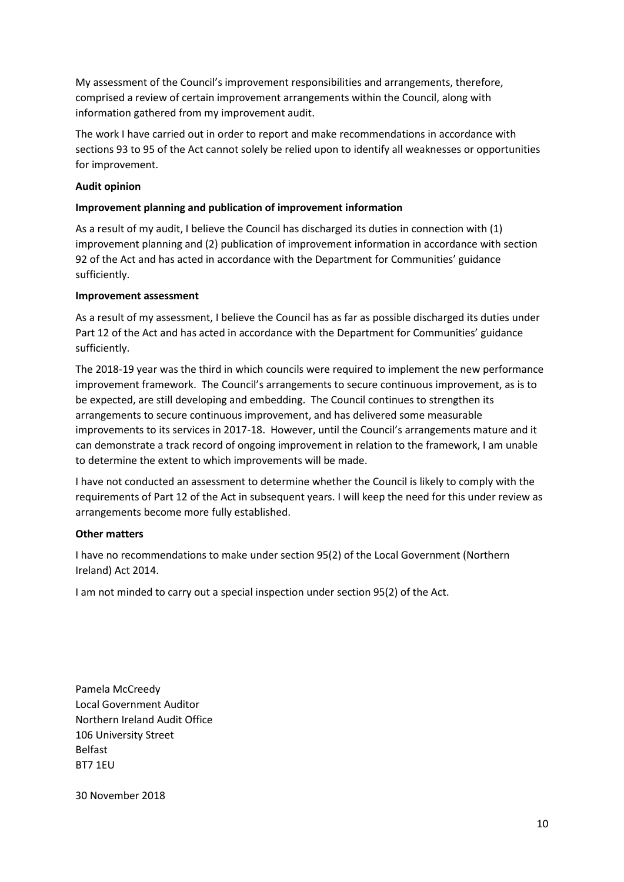My assessment of the Council's improvement responsibilities and arrangements, therefore, comprised a review of certain improvement arrangements within the Council, along with information gathered from my improvement audit.

The work I have carried out in order to report and make recommendations in accordance with sections 93 to 95 of the Act cannot solely be relied upon to identify all weaknesses or opportunities for improvement.

**Audit opinion**

**Improvement planning and publication of improvement information**

As a result of my audit, I believe the Council has discharged its duties in connection with (1) improvement planning and (2) publication of improvement information in accordance with section 92 of the Act and has acted in accordance with the Department for Communities' guidance sufficiently.

**Improvement assessment**

As a result of my assessment, I believe the Council has as far as possible discharged its duties under Part 12 of the Act and has acted in accordance with the Department for Communities' guidance sufficiently.

The 2018-19 year was the third in which councils were required to implement the new performance improvement framework. The Council's arrangements to secure continuous improvement, as is to be expected, are still developing and embedding. The Council continues to strengthen its arrangements to secure continuous improvement, and has delivered some measurable improvements to its services in 2017-18. However, until the Council's arrangements mature and it can demonstrate a track record of ongoing improvement in relation to the framework, I am unable to determine the extent to which improvements will be made.

I have not conducted an assessment to determine whether the Council is likely to comply with the requirements of Part 12 of the Act in subsequent years. I will keep the need for this under review as arrangements become more fully established.

**Other matters**

I have no recommendations to make under section 95(2) of the Local Government (Northern Ireland) Act 2014.

I am not minded to carry out a special inspection under section 95(2) of the Act.

Pamela McCreedy
Local Government Auditor
Northern Ireland Audit Office
106 University Street
Belfast
BT7 1EU

30 November 2018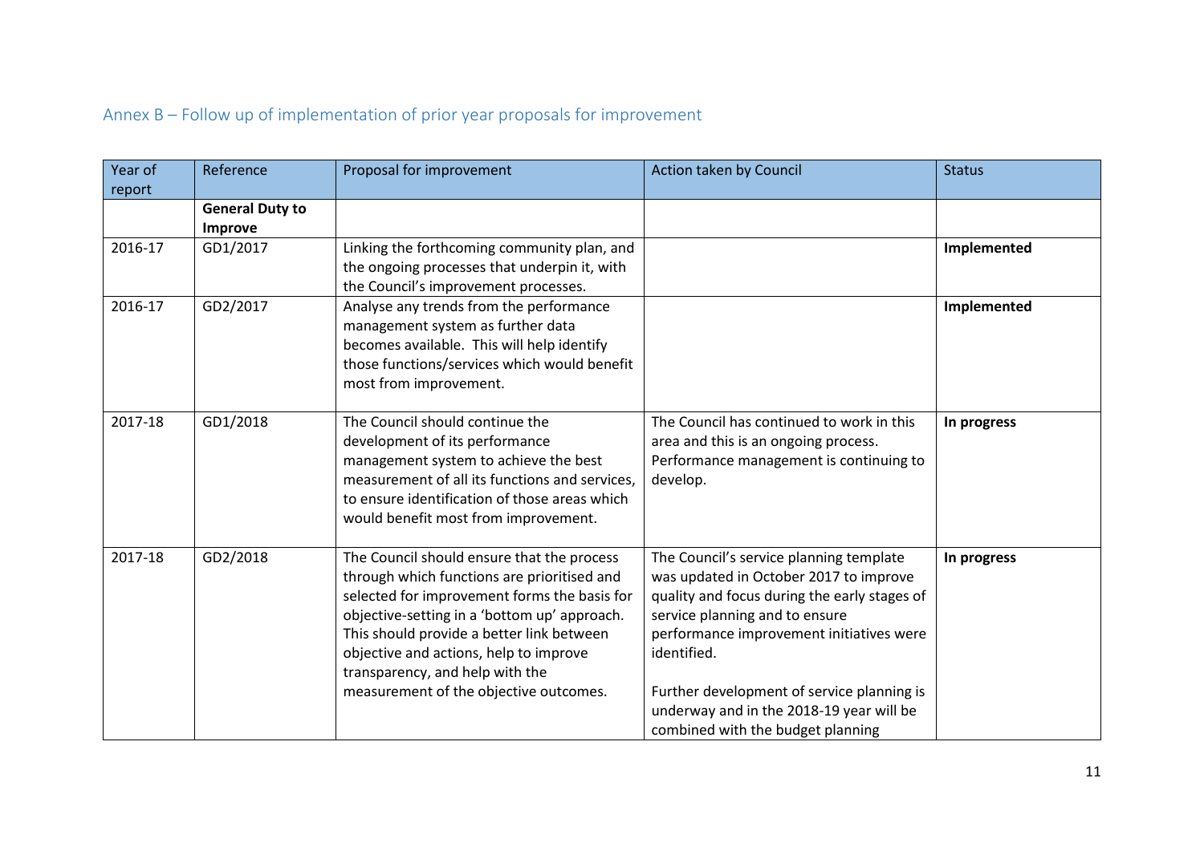## Annex B – Follow up of implementation of prior year proposals for improvement

| Year of report | Reference | Proposal for improvement | Action taken by Council | Status |
|---|---|---|---|---|
| | **General Duty to Improve** | | | |
| 2016-17 | GD1/2017 | Linking the forthcoming community plan, and the ongoing processes that underpin it, with the Council's improvement processes. | | **Implemented** |
| 2016-17 | GD2/2017 | Analyse any trends from the performance management system as further data becomes available. This will help identify those functions/services which would benefit most from improvement. | | **Implemented** |
| 2017-18 | GD1/2018 | The Council should continue the development of its performance management system to achieve the best measurement of all its functions and services, to ensure identification of those areas which would benefit most from improvement. | The Council has continued to work in this area and this is an ongoing process. Performance management is continuing to develop. | **In progress** |
| 2017-18 | GD2/2018 | The Council should ensure that the process through which functions are prioritised and selected for improvement forms the basis for objective-setting in a 'bottom up' approach. This should provide a better link between objective and actions, help to improve transparency, and help with the measurement of the objective outcomes. | The Council's service planning template was updated in October 2017 to improve quality and focus during the early stages of service planning and to ensure performance improvement initiatives were identified.<br><br>Further development of service planning is underway and in the 2018-19 year will be combined with the budget planning | **In progress** |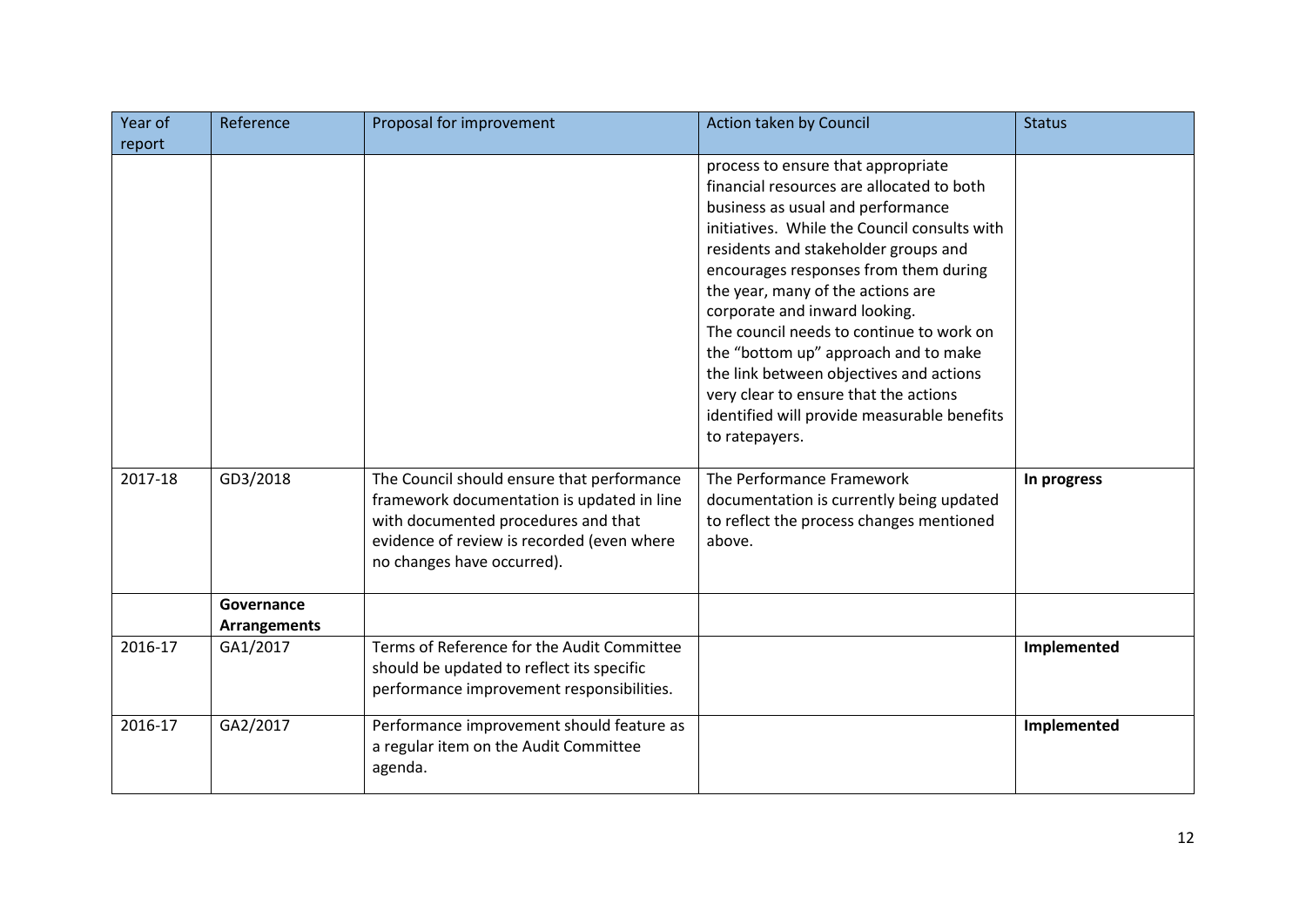| Year of report | Reference | Proposal for improvement | Action taken by Council | Status |
|---|---|---|---|---|
| | | | process to ensure that appropriate financial resources are allocated to both business as usual and performance initiatives. While the Council consults with residents and stakeholder groups and encourages responses from them during the year, many of the actions are corporate and inward looking. The council needs to continue to work on the "bottom up" approach and to make the link between objectives and actions very clear to ensure that the actions identified will provide measurable benefits to ratepayers. | |
| 2017-18 | GD3/2018 | The Council should ensure that performance framework documentation is updated in line with documented procedures and that evidence of review is recorded (even where no changes have occurred). | The Performance Framework documentation is currently being updated to reflect the process changes mentioned above. | **In progress** |
| | **Governance Arrangements** | | | |
| 2016-17 | GA1/2017 | Terms of Reference for the Audit Committee should be updated to reflect its specific performance improvement responsibilities. | | **Implemented** |
| 2016-17 | GA2/2017 | Performance improvement should feature as a regular item on the Audit Committee agenda. | | **Implemented** |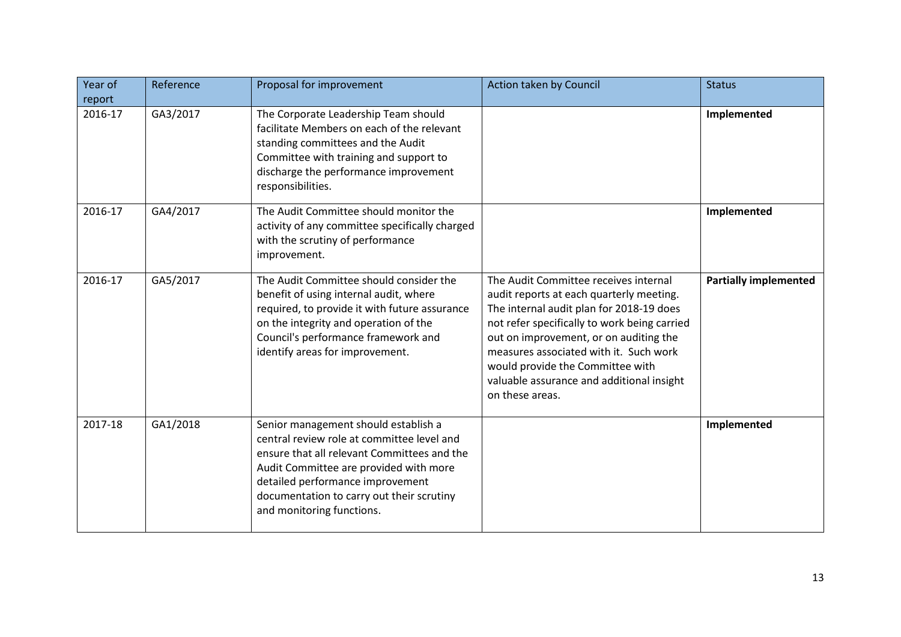| Year of report | Reference | Proposal for improvement | Action taken by Council | Status |
|---|---|---|---|---|
| 2016-17 | GA3/2017 | The Corporate Leadership Team should facilitate Members on each of the relevant standing committees and the Audit Committee with training and support to discharge the performance improvement responsibilities. | | **Implemented** |
| 2016-17 | GA4/2017 | The Audit Committee should monitor the activity of any committee specifically charged with the scrutiny of performance improvement. | | **Implemented** |
| 2016-17 | GA5/2017 | The Audit Committee should consider the benefit of using internal audit, where required, to provide it with future assurance on the integrity and operation of the Council's performance framework and identify areas for improvement. | The Audit Committee receives internal audit reports at each quarterly meeting. The internal audit plan for 2018-19 does not refer specifically to work being carried out on improvement, or on auditing the measures associated with it. Such work would provide the Committee with valuable assurance and additional insight on these areas. | **Partially implemented** |
| 2017-18 | GA1/2018 | Senior management should establish a central review role at committee level and ensure that all relevant Committees and the Audit Committee are provided with more detailed performance improvement documentation to carry out their scrutiny and monitoring functions. | | **Implemented** |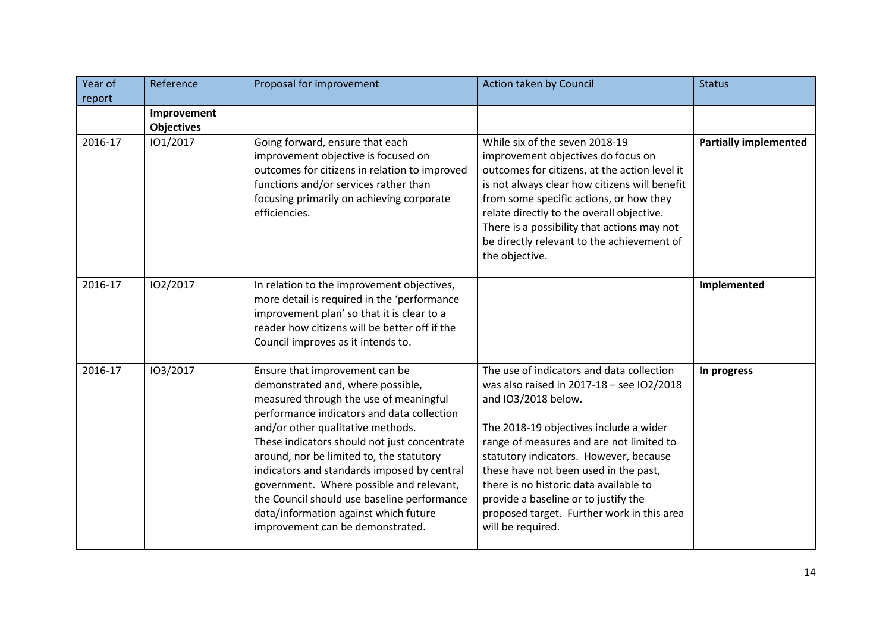| Year of report | Reference | Proposal for improvement | Action taken by Council | Status |
|---|---|---|---|---|
| | **Improvement Objectives** | | | |
| 2016-17 | IO1/2017 | Going forward, ensure that each improvement objective is focused on outcomes for citizens in relation to improved functions and/or services rather than focusing primarily on achieving corporate efficiencies. | While six of the seven 2018-19 improvement objectives do focus on outcomes for citizens, at the action level it is not always clear how citizens will benefit from some specific actions, or how they relate directly to the overall objective. There is a possibility that actions may not be directly relevant to the achievement of the objective. | **Partially implemented** |
| 2016-17 | IO2/2017 | In relation to the improvement objectives, more detail is required in the 'performance improvement plan' so that it is clear to a reader how citizens will be better off if the Council improves as it intends to. | | **Implemented** |
| 2016-17 | IO3/2017 | Ensure that improvement can be demonstrated and, where possible, measured through the use of meaningful performance indicators and data collection and/or other qualitative methods. These indicators should not just concentrate around, nor be limited to, the statutory indicators and standards imposed by central government. Where possible and relevant, the Council should use baseline performance data/information against which future improvement can be demonstrated. | The use of indicators and data collection was also raised in 2017-18 – see IO2/2018 and IO3/2018 below.<br><br>The 2018-19 objectives include a wider range of measures and are not limited to statutory indicators. However, because these have not been used in the past, there is no historic data available to provide a baseline or to justify the proposed target. Further work in this area will be required. | **In progress** |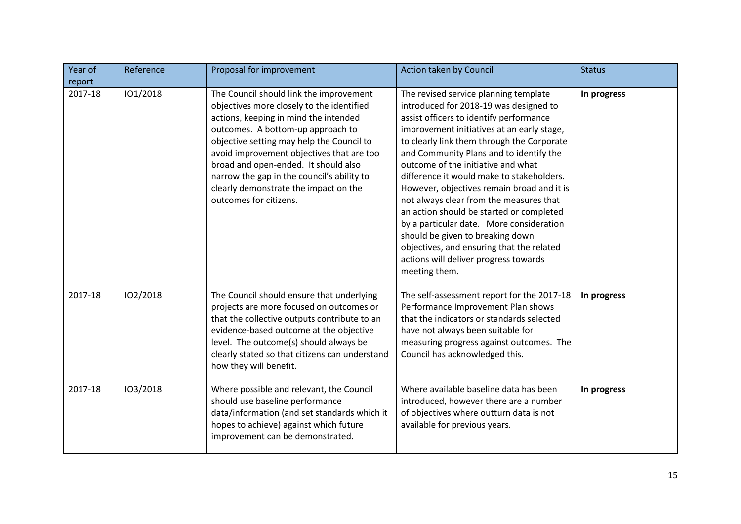| Year of report | Reference | Proposal for improvement | Action taken by Council | Status |
| --- | --- | --- | --- | --- |
| 2017-18 | IO1/2018 | The Council should link the improvement objectives more closely to the identified actions, keeping in mind the intended outcomes. A bottom-up approach to objective setting may help the Council to avoid improvement objectives that are too broad and open-ended. It should also narrow the gap in the council's ability to clearly demonstrate the impact on the outcomes for citizens. | The revised service planning template introduced for 2018-19 was designed to assist officers to identify performance improvement initiatives at an early stage, to clearly link them through the Corporate and Community Plans and to identify the outcome of the initiative and what difference it would make to stakeholders. However, objectives remain broad and it is not always clear from the measures that an action should be started or completed by a particular date. More consideration should be given to breaking down objectives, and ensuring that the related actions will deliver progress towards meeting them. | **In progress** |
| 2017-18 | IO2/2018 | The Council should ensure that underlying projects are more focused on outcomes or that the collective outputs contribute to an evidence-based outcome at the objective level. The outcome(s) should always be clearly stated so that citizens can understand how they will benefit. | The self-assessment report for the 2017-18 Performance Improvement Plan shows that the indicators or standards selected have not always been suitable for measuring progress against outcomes. The Council has acknowledged this. | **In progress** |
| 2017-18 | IO3/2018 | Where possible and relevant, the Council should use baseline performance data/information (and set standards which it hopes to achieve) against which future improvement can be demonstrated. | Where available baseline data has been introduced, however there are a number of objectives where outturn data is not available for previous years. | **In progress** |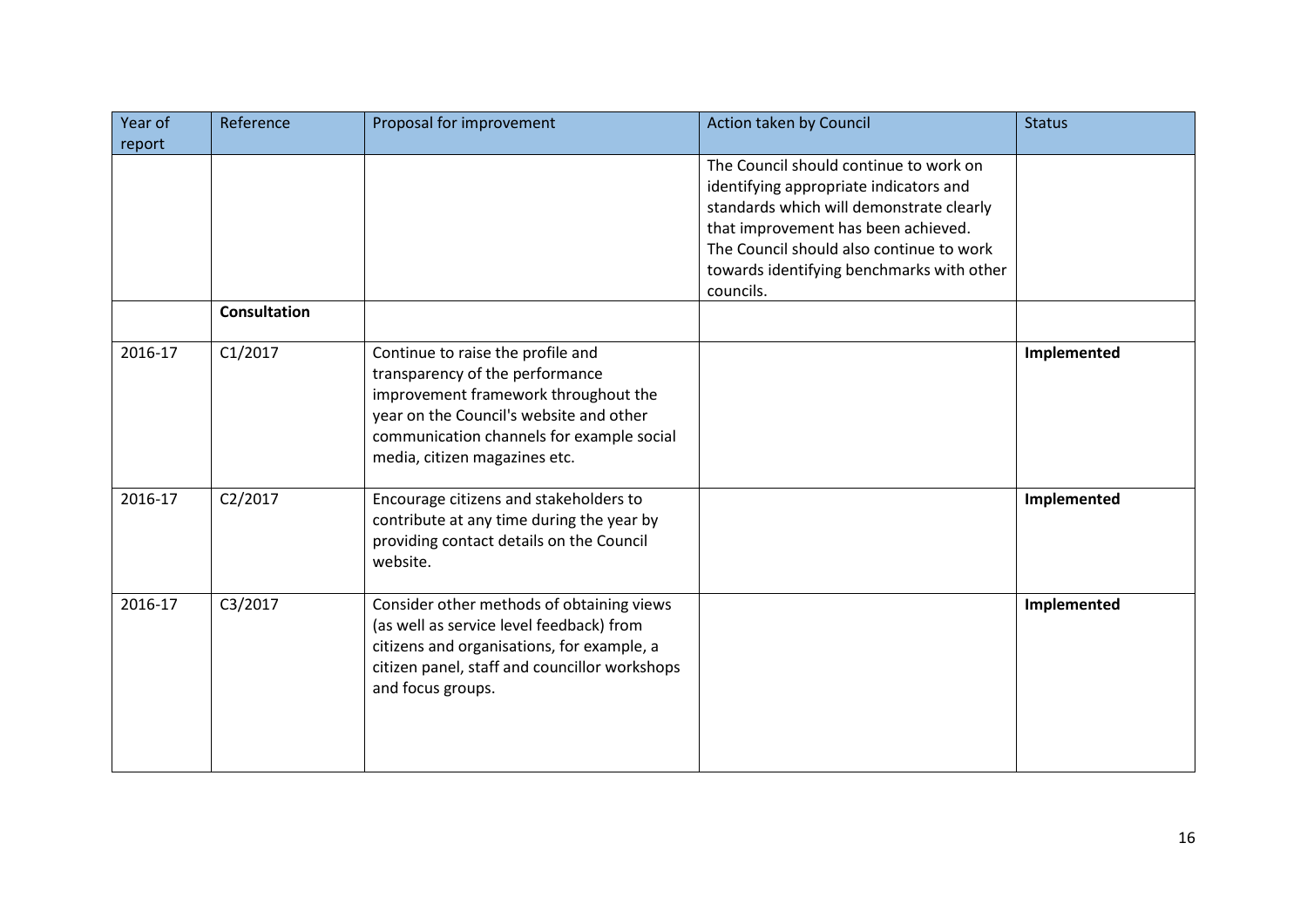| Year of report | Reference | Proposal for improvement | Action taken by Council | Status |
|---|---|---|---|---|
| | | | The Council should continue to work on identifying appropriate indicators and standards which will demonstrate clearly that improvement has been achieved. The Council should also continue to work towards identifying benchmarks with other councils. | |
| | **Consultation** | | | |
| 2016-17 | C1/2017 | Continue to raise the profile and transparency of the performance improvement framework throughout the year on the Council's website and other communication channels for example social media, citizen magazines etc. | | **Implemented** |
| 2016-17 | C2/2017 | Encourage citizens and stakeholders to contribute at any time during the year by providing contact details on the Council website. | | **Implemented** |
| 2016-17 | C3/2017 | Consider other methods of obtaining views (as well as service level feedback) from citizens and organisations, for example, a citizen panel, staff and councillor workshops and focus groups. | | **Implemented** |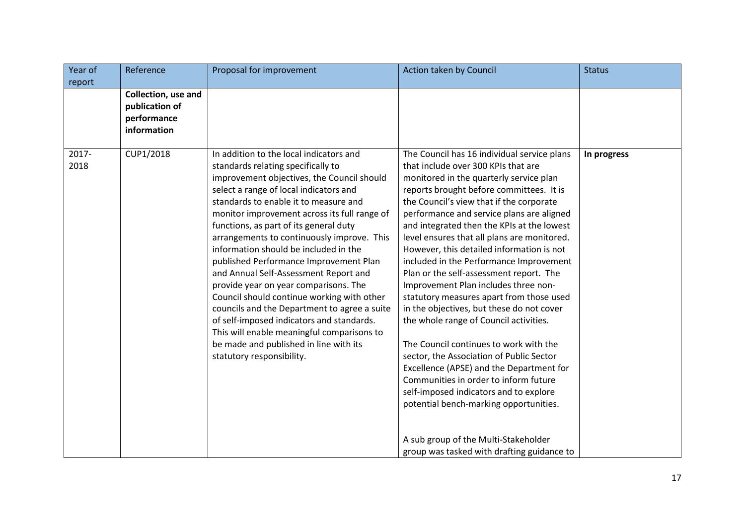| Year of report | Reference | Proposal for improvement | Action taken by Council | Status |
|---|---|---|---|---|
| | **Collection, use and publication of performance information** | | | |
| 2017-2018 | CUP1/2018 | In addition to the local indicators and standards relating specifically to improvement objectives, the Council should select a range of local indicators and standards to enable it to measure and monitor improvement across its full range of functions, as part of its general duty arrangements to continuously improve. This information should be included in the published Performance Improvement Plan and Annual Self-Assessment Report and provide year on year comparisons. The Council should continue working with other councils and the Department to agree a suite of self-imposed indicators and standards. This will enable meaningful comparisons to be made and published in line with its statutory responsibility. | The Council has 16 individual service plans that include over 300 KPIs that are monitored in the quarterly service plan reports brought before committees. It is the Council's view that if the corporate performance and service plans are aligned and integrated then the KPIs at the lowest level ensures that all plans are monitored. However, this detailed information is not included in the Performance Improvement Plan or the self-assessment report. The Improvement Plan includes three non-statutory measures apart from those used in the objectives, but these do not cover the whole range of Council activities.<br><br>The Council continues to work with the sector, the Association of Public Sector Excellence (APSE) and the Department for Communities in order to inform future self-imposed indicators and to explore potential bench-marking opportunities.<br><br>A sub group of the Multi-Stakeholder group was tasked with drafting guidance to | **In progress** |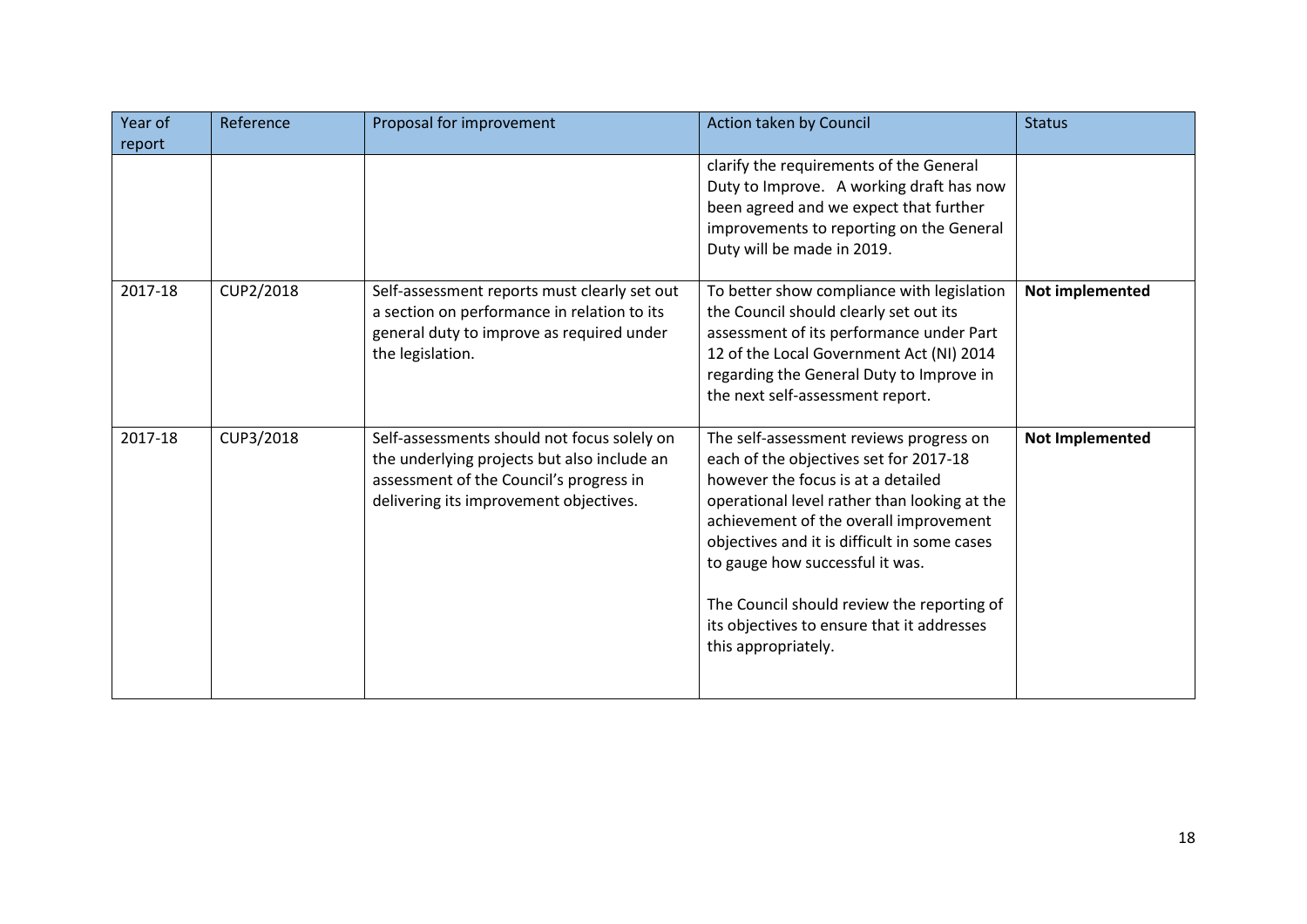| Year of report | Reference | Proposal for improvement | Action taken by Council | Status |
|---|---|---|---|---|
| | | | clarify the requirements of the General Duty to Improve. A working draft has now been agreed and we expect that further improvements to reporting on the General Duty will be made in 2019. | |
| 2017-18 | CUP2/2018 | Self-assessment reports must clearly set out a section on performance in relation to its general duty to improve as required under the legislation. | To better show compliance with legislation the Council should clearly set out its assessment of its performance under Part 12 of the Local Government Act (NI) 2014 regarding the General Duty to Improve in the next self-assessment report. | **Not implemented** |
| 2017-18 | CUP3/2018 | Self-assessments should not focus solely on the underlying projects but also include an assessment of the Council's progress in delivering its improvement objectives. | The self-assessment reviews progress on each of the objectives set for 2017-18 however the focus is at a detailed operational level rather than looking at the achievement of the overall improvement objectives and it is difficult in some cases to gauge how successful it was.<br><br>The Council should review the reporting of its objectives to ensure that it addresses this appropriately. | **Not Implemented** |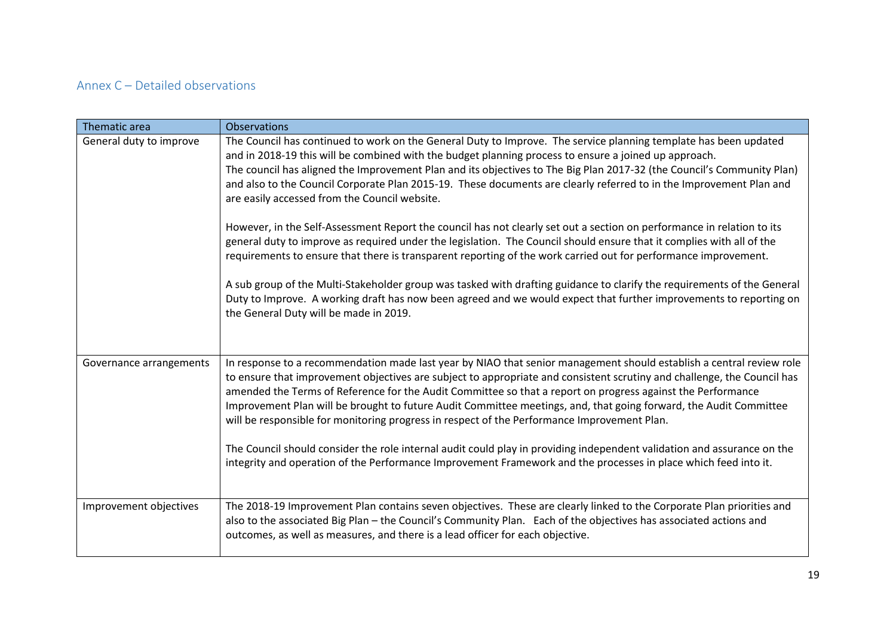## Annex C – Detailed observations

| Thematic area | Observations |
| --- | --- |
| General duty to improve | The Council has continued to work on the General Duty to Improve. The service planning template has been updated and in 2018-19 this will be combined with the budget planning process to ensure a joined up approach.<br>The council has aligned the Improvement Plan and its objectives to The Big Plan 2017-32 (the Council's Community Plan) and also to the Council Corporate Plan 2015-19. These documents are clearly referred to in the Improvement Plan and are easily accessed from the Council website.<br><br>However, in the Self-Assessment Report the council has not clearly set out a section on performance in relation to its general duty to improve as required under the legislation. The Council should ensure that it complies with all of the requirements to ensure that there is transparent reporting of the work carried out for performance improvement.<br><br>A sub group of the Multi-Stakeholder group was tasked with drafting guidance to clarify the requirements of the General Duty to Improve. A working draft has now been agreed and we would expect that further improvements to reporting on the General Duty will be made in 2019. |
| Governance arrangements | In response to a recommendation made last year by NIAO that senior management should establish a central review role to ensure that improvement objectives are subject to appropriate and consistent scrutiny and challenge, the Council has amended the Terms of Reference for the Audit Committee so that a report on progress against the Performance Improvement Plan will be brought to future Audit Committee meetings, and, that going forward, the Audit Committee will be responsible for monitoring progress in respect of the Performance Improvement Plan.<br><br>The Council should consider the role internal audit could play in providing independent validation and assurance on the integrity and operation of the Performance Improvement Framework and the processes in place which feed into it. |
| Improvement objectives | The 2018-19 Improvement Plan contains seven objectives. These are clearly linked to the Corporate Plan priorities and also to the associated Big Plan – the Council's Community Plan. Each of the objectives has associated actions and outcomes, as well as measures, and there is a lead officer for each objective. |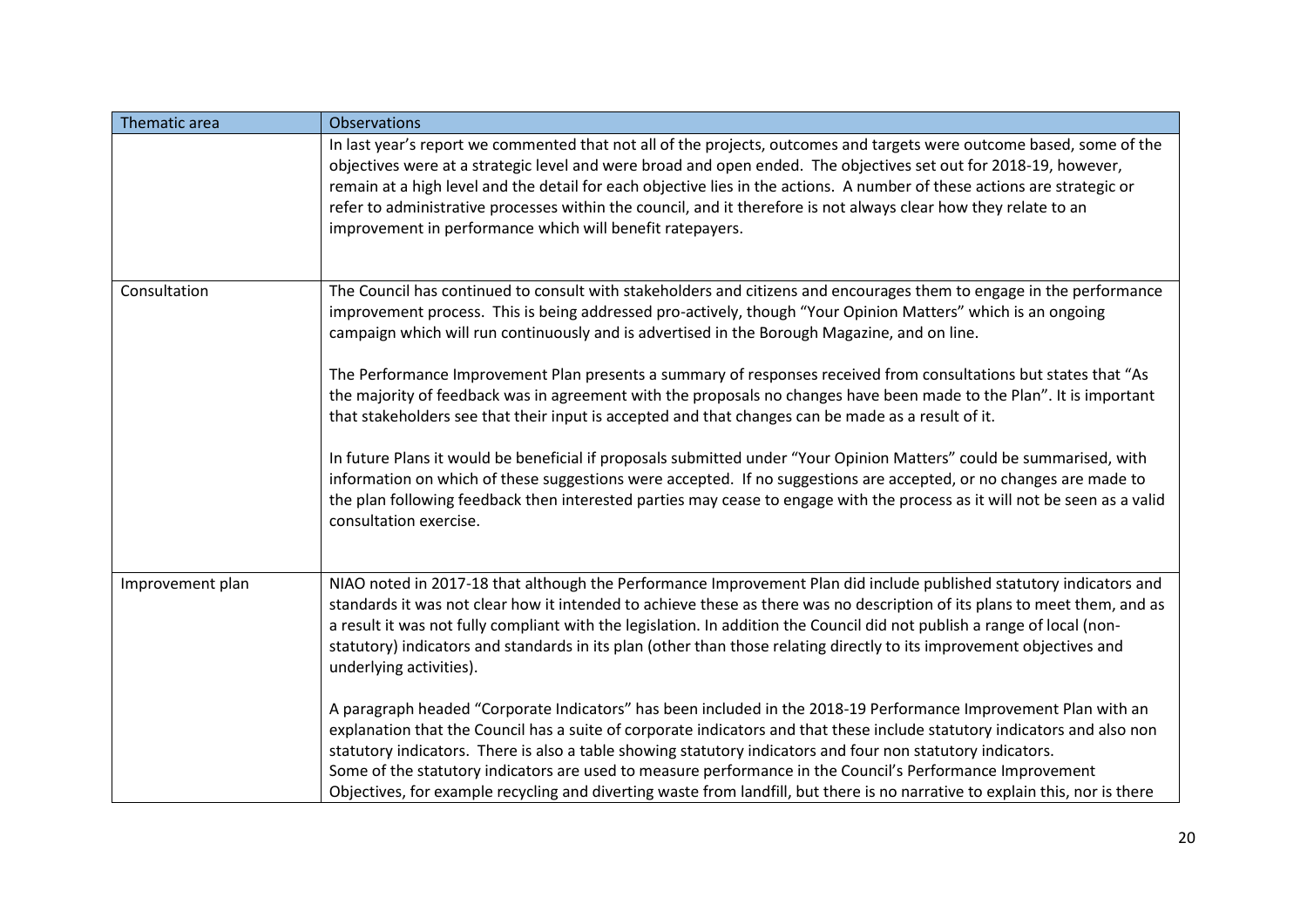| Thematic area | Observations |
|---|---|
| | In last year's report we commented that not all of the projects, outcomes and targets were outcome based, some of the objectives were at a strategic level and were broad and open ended. The objectives set out for 2018-19, however, remain at a high level and the detail for each objective lies in the actions. A number of these actions are strategic or refer to administrative processes within the council, and it therefore is not always clear how they relate to an improvement in performance which will benefit ratepayers. |
| Consultation | The Council has continued to consult with stakeholders and citizens and encourages them to engage in the performance improvement process. This is being addressed pro-actively, though "Your Opinion Matters" which is an ongoing campaign which will run continuously and is advertised in the Borough Magazine, and on line.<br><br>The Performance Improvement Plan presents a summary of responses received from consultations but states that "As the majority of feedback was in agreement with the proposals no changes have been made to the Plan". It is important that stakeholders see that their input is accepted and that changes can be made as a result of it.<br><br>In future Plans it would be beneficial if proposals submitted under "Your Opinion Matters" could be summarised, with information on which of these suggestions were accepted. If no suggestions are accepted, or no changes are made to the plan following feedback then interested parties may cease to engage with the process as it will not be seen as a valid consultation exercise. |
| Improvement plan | NIAO noted in 2017-18 that although the Performance Improvement Plan did include published statutory indicators and standards it was not clear how it intended to achieve these as there was no description of its plans to meet them, and as a result it was not fully compliant with the legislation. In addition the Council did not publish a range of local (non-statutory) indicators and standards in its plan (other than those relating directly to its improvement objectives and underlying activities).<br><br>A paragraph headed "Corporate Indicators" has been included in the 2018-19 Performance Improvement Plan with an explanation that the Council has a suite of corporate indicators and that these include statutory indicators and also non statutory indicators. There is also a table showing statutory indicators and four non statutory indicators.<br>Some of the statutory indicators are used to measure performance in the Council's Performance Improvement Objectives, for example recycling and diverting waste from landfill, but there is no narrative to explain this, nor is there |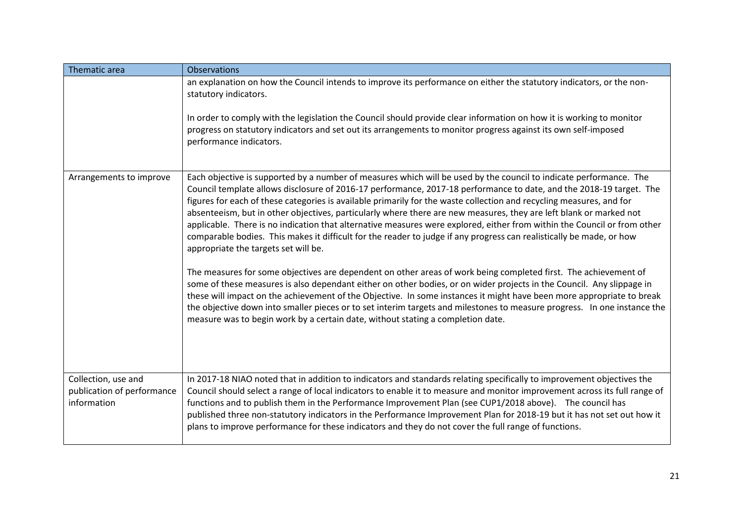| Thematic area | Observations |
|---|---|
| | an explanation on how the Council intends to improve its performance on either the statutory indicators, or the non-statutory indicators.<br><br>In order to comply with the legislation the Council should provide clear information on how it is working to monitor progress on statutory indicators and set out its arrangements to monitor progress against its own self-imposed performance indicators. |
| Arrangements to improve | Each objective is supported by a number of measures which will be used by the council to indicate performance. The Council template allows disclosure of 2016-17 performance, 2017-18 performance to date, and the 2018-19 target. The figures for each of these categories is available primarily for the waste collection and recycling measures, and for absenteeism, but in other objectives, particularly where there are new measures, they are left blank or marked not applicable. There is no indication that alternative measures were explored, either from within the Council or from other comparable bodies. This makes it difficult for the reader to judge if any progress can realistically be made, or how appropriate the targets set will be.<br><br>The measures for some objectives are dependent on other areas of work being completed first. The achievement of some of these measures is also dependant either on other bodies, or on wider projects in the Council. Any slippage in these will impact on the achievement of the Objective. In some instances it might have been more appropriate to break the objective down into smaller pieces or to set interim targets and milestones to measure progress. In one instance the measure was to begin work by a certain date, without stating a completion date. |
| Collection, use and publication of performance information | In 2017-18 NIAO noted that in addition to indicators and standards relating specifically to improvement objectives the Council should select a range of local indicators to enable it to measure and monitor improvement across its full range of functions and to publish them in the Performance Improvement Plan (see CUP1/2018 above). The council has published three non-statutory indicators in the Performance Improvement Plan for 2018-19 but it has not set out how it plans to improve performance for these indicators and they do not cover the full range of functions. |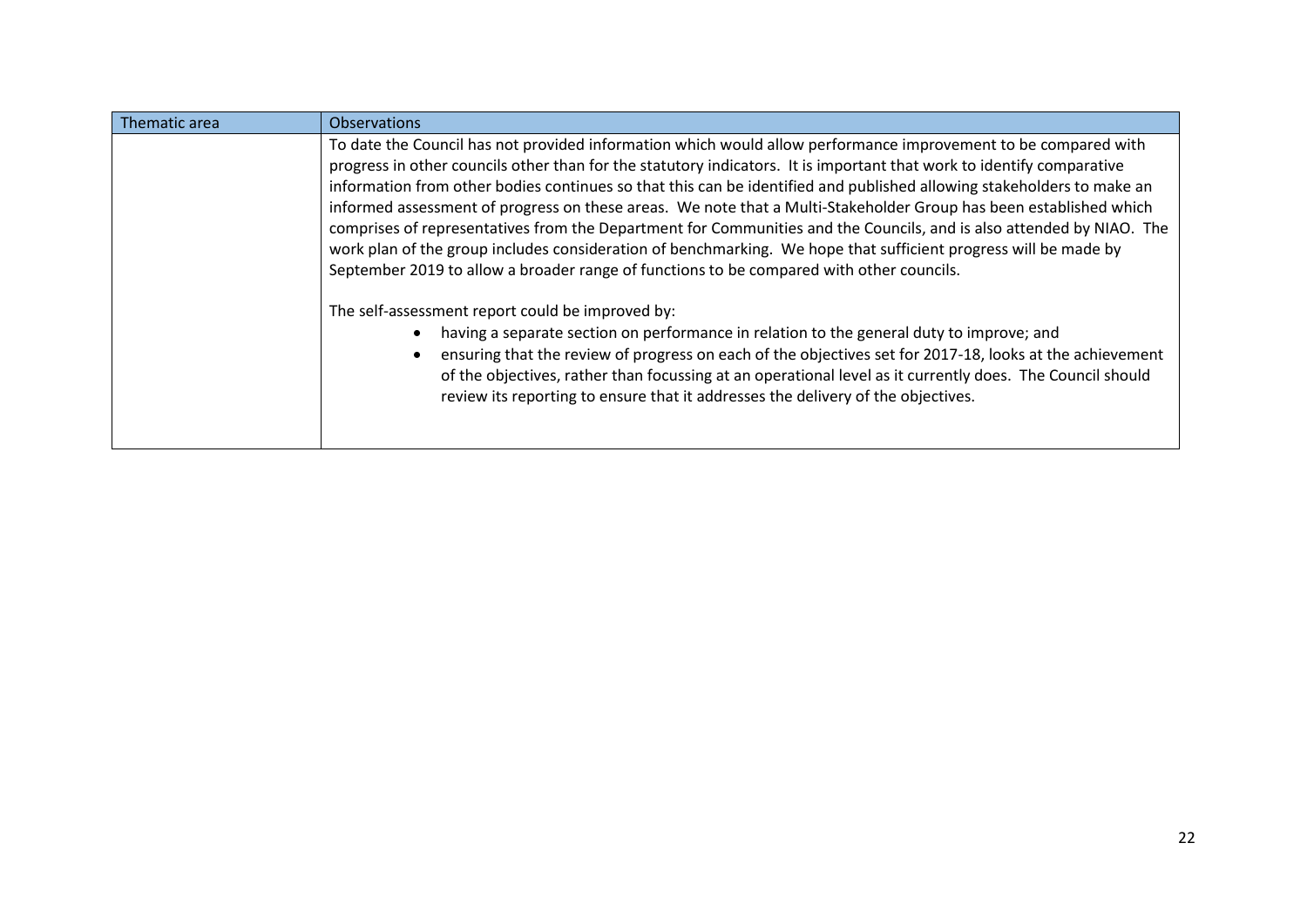| Thematic area | Observations |
|---|---|
| | To date the Council has not provided information which would allow performance improvement to be compared with progress in other councils other than for the statutory indicators. It is important that work to identify comparative information from other bodies continues so that this can be identified and published allowing stakeholders to make an informed assessment of progress on these areas. We note that a Multi-Stakeholder Group has been established which comprises of representatives from the Department for Communities and the Councils, and is also attended by NIAO. The work plan of the group includes consideration of benchmarking. We hope that sufficient progress will be made by September 2019 to allow a broader range of functions to be compared with other councils.<br><br>The self-assessment report could be improved by:<br>• having a separate section on performance in relation to the general duty to improve; and<br>• ensuring that the review of progress on each of the objectives set for 2017-18, looks at the achievement of the objectives, rather than focussing at an operational level as it currently does. The Council should review its reporting to ensure that it addresses the delivery of the objectives. |